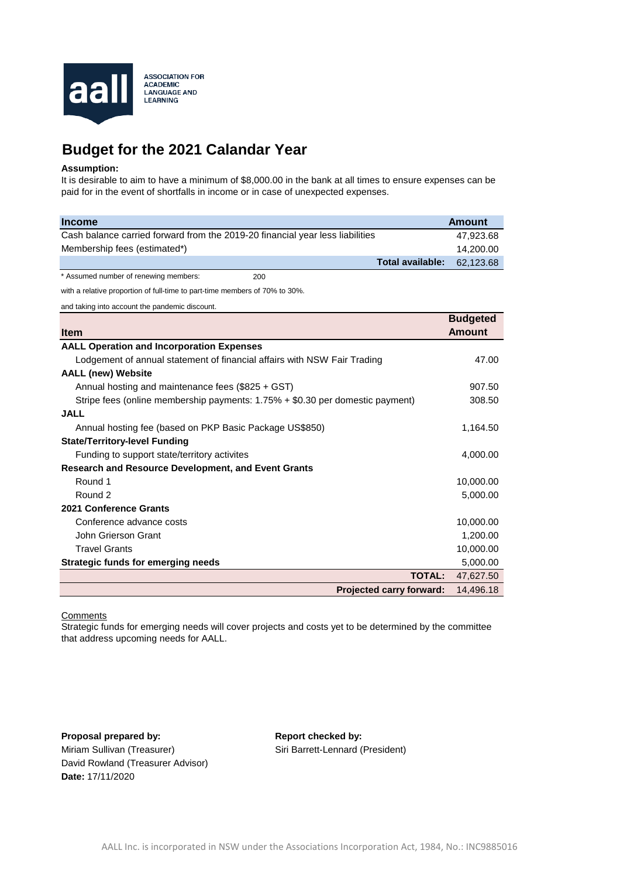**ASSOCIATION FOR ACADEMIC LANGUAGE AND LEARNING**

# Budget for the 2021 Calandar Year

**Assumption:**

It is desirable to aim to have a minimum of $8,000.00 in the bank at all times to ensure expenses can be paid for in the event of shortfalls in income or in case of unexpected expenses.

| Income | Amount |
|---|---|
| Cash balance carried forward from the 2019-20 financial year less liabilities | 47,923.68 |
| Membership fees (estimated*) | 14,200.00 |
| **Total available:** | 62,123.68 |

* Assumed number of renewing members: 200

with a relative proportion of full-time to part-time members of 70% to 30%.

and taking into account the pandemic discount.

| Item | Budgeted Amount |
|---|---|
| **AALL Operation and Incorporation Expenses** | |
| Lodgement of annual statement of financial affairs with NSW Fair Trading | 47.00 |
| **AALL (new) Website** | |
| Annual hosting and maintenance fees ($825 + GST) | 907.50 |
| Stripe fees (online membership payments: 1.75% + $0.30 per domestic payment) | 308.50 |
| **JALL** | |
| Annual hosting fee (based on PKP Basic Package US$850) | 1,164.50 |
| **State/Territory-level Funding** | |
| Funding to support state/territory activites | 4,000.00 |
| **Research and Resource Development, and Event Grants** | |
| Round 1 | 10,000.00 |
| Round 2 | 5,000.00 |
| **2021 Conference Grants** | |
| Conference advance costs | 10,000.00 |
| John Grierson Grant | 1,200.00 |
| Travel Grants | 10,000.00 |
| **Strategic funds for emerging needs** | 5,000.00 |
| **TOTAL:** | 47,627.50 |
| **Projected carry forward:** | 14,496.18 |

Comments

Strategic funds for emerging needs will cover projects and costs yet to be determined by the committee that address upcoming needs for AALL.

**Proposal prepared by:**
Miriam Sullivan (Treasurer)
David Rowland (Treasurer Advisor)
**Date:** 17/11/2020

**Report checked by:**
Siri Barrett-Lennard (President)

AALL Inc. is incorporated in NSW under the Associations Incorporation Act, 1984, No.: INC9885016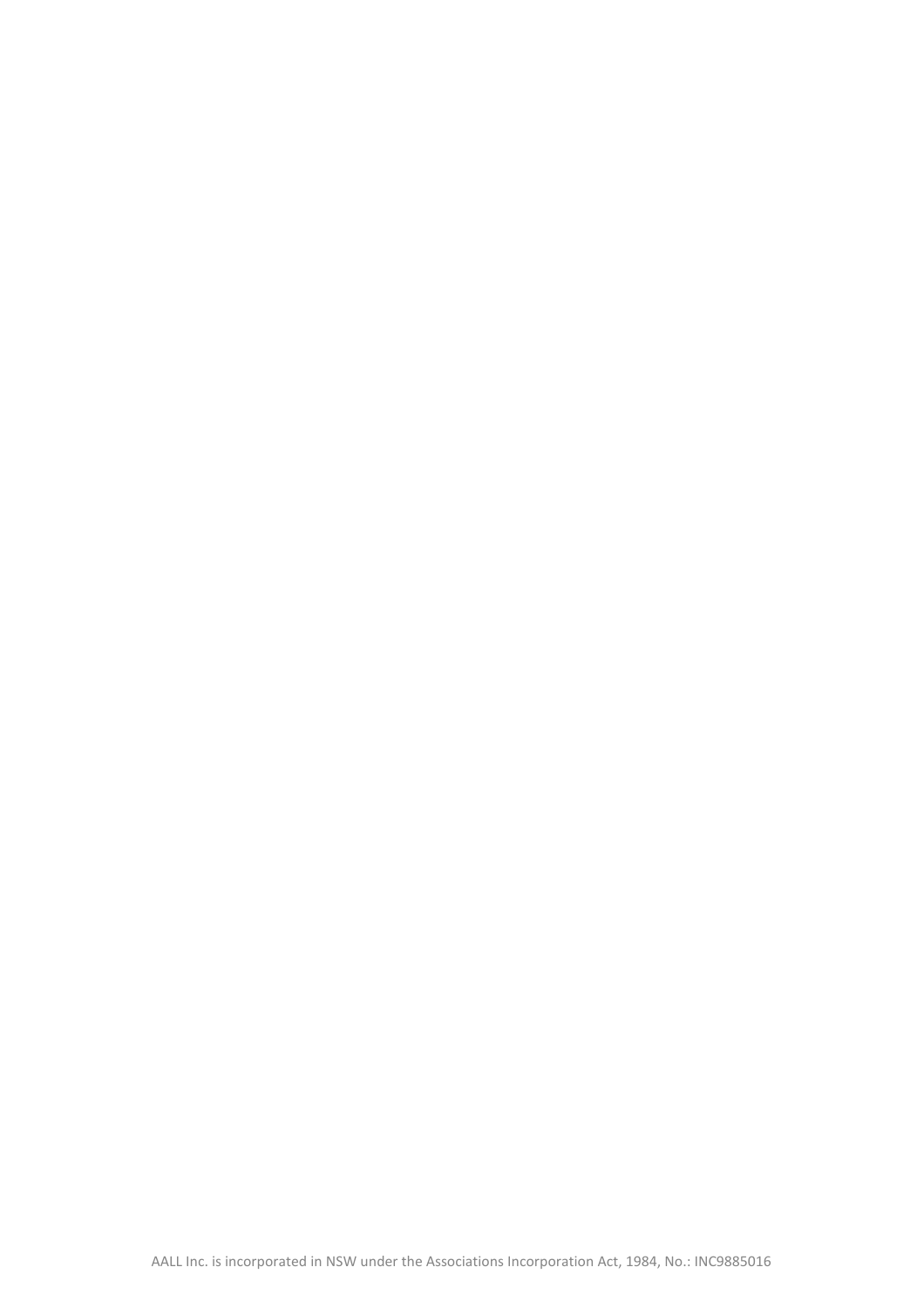AALL Inc. is incorporated in NSW under the Associations Incorporation Act, 1984, No.: INC9885016